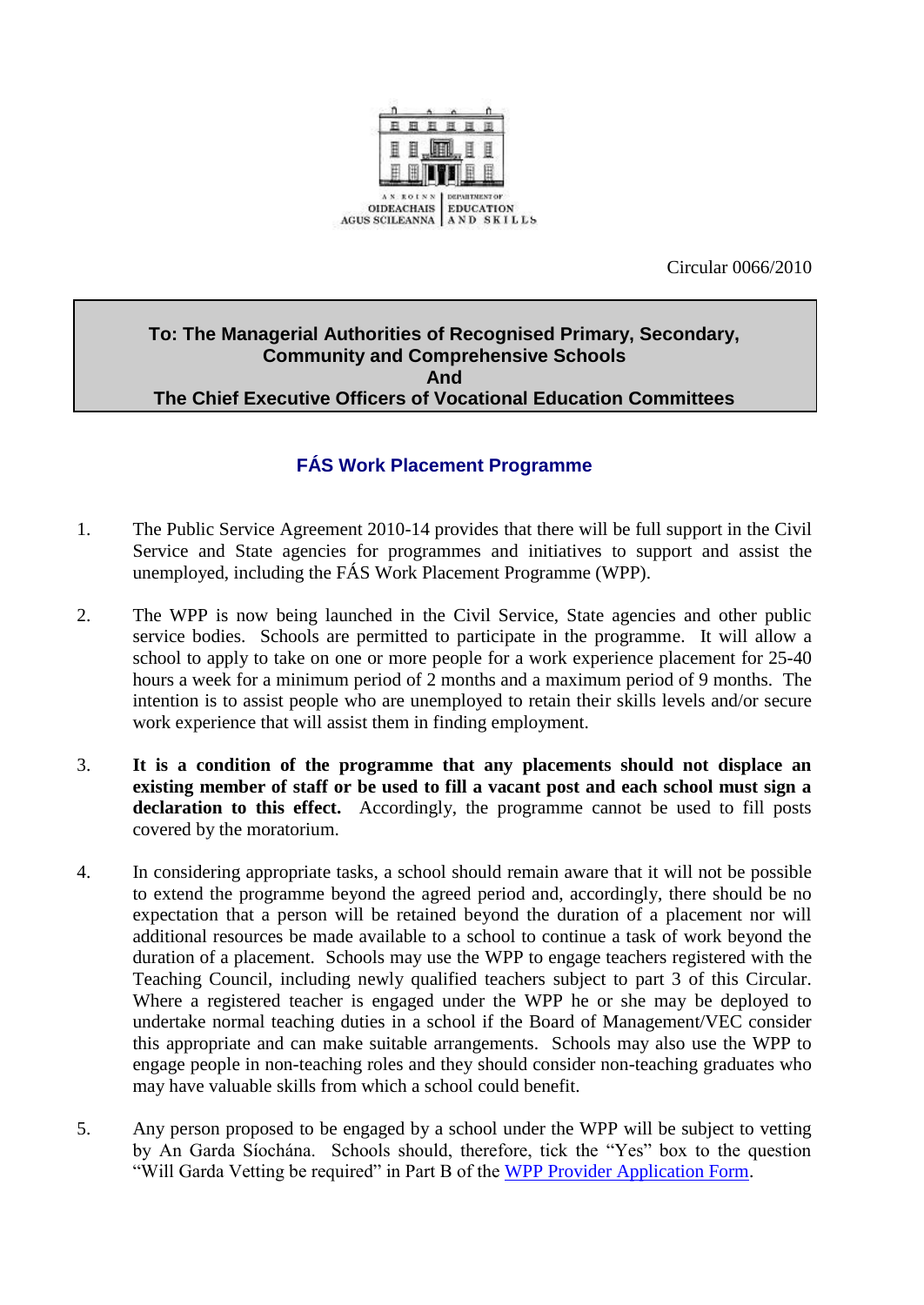AN ROINN OIDEACHAIS AGUS SCILEANNA | DEPARTMENT OF EDUCATION AND SKILLS

Circular 0066/2010

**To: The Managerial Authorities of Recognised Primary, Secondary, Community and Comprehensive Schools**
**And**
**The Chief Executive Officers of Vocational Education Committees**

## FÁS Work Placement Programme

1. The Public Service Agreement 2010-14 provides that there will be full support in the Civil Service and State agencies for programmes and initiatives to support and assist the unemployed, including the FÁS Work Placement Programme (WPP).

2. The WPP is now being launched in the Civil Service, State agencies and other public service bodies. Schools are permitted to participate in the programme. It will allow a school to apply to take on one or more people for a work experience placement for 25-40 hours a week for a minimum period of 2 months and a maximum period of 9 months. The intention is to assist people who are unemployed to retain their skills levels and/or secure work experience that will assist them in finding employment.

3. **It is a condition of the programme that any placements should not displace an existing member of staff or be used to fill a vacant post and each school must sign a declaration to this effect.** Accordingly, the programme cannot be used to fill posts covered by the moratorium.

4. In considering appropriate tasks, a school should remain aware that it will not be possible to extend the programme beyond the agreed period and, accordingly, there should be no expectation that a person will be retained beyond the duration of a placement nor will additional resources be made available to a school to continue a task of work beyond the duration of a placement. Schools may use the WPP to engage teachers registered with the Teaching Council, including newly qualified teachers subject to part 3 of this Circular. Where a registered teacher is engaged under the WPP he or she may be deployed to undertake normal teaching duties in a school if the Board of Management/VEC consider this appropriate and can make suitable arrangements. Schools may also use the WPP to engage people in non-teaching roles and they should consider non-teaching graduates who may have valuable skills from which a school could benefit.

5. Any person proposed to be engaged by a school under the WPP will be subject to vetting by An Garda Síochána. Schools should, therefore, tick the "Yes" box to the question "Will Garda Vetting be required" in Part B of the WPP Provider Application Form.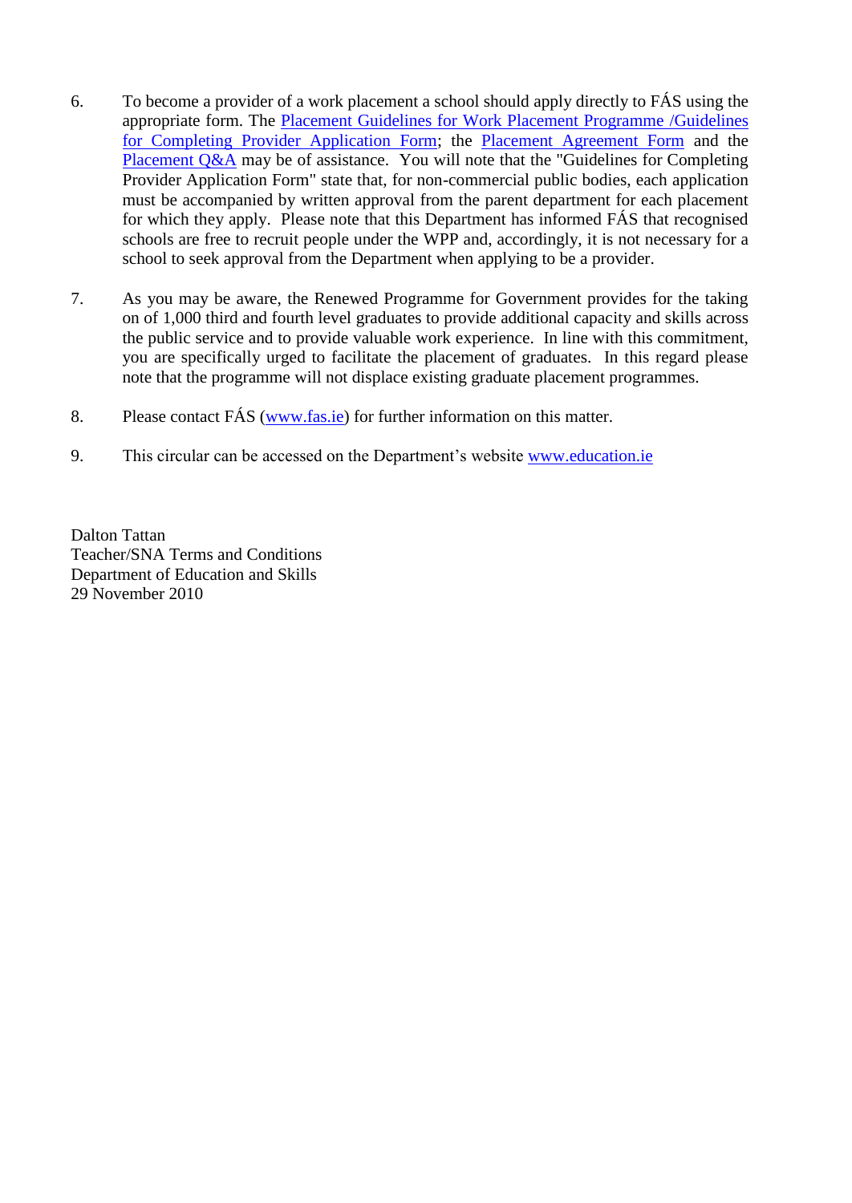6. To become a provider of a work placement a school should apply directly to FÁS using the appropriate form. The Placement Guidelines for Work Placement Programme /Guidelines for Completing Provider Application Form; the Placement Agreement Form and the Placement Q&A may be of assistance. You will note that the "Guidelines for Completing Provider Application Form" state that, for non-commercial public bodies, each application must be accompanied by written approval from the parent department for each placement for which they apply. Please note that this Department has informed FÁS that recognised schools are free to recruit people under the WPP and, accordingly, it is not necessary for a school to seek approval from the Department when applying to be a provider.

7. As you may be aware, the Renewed Programme for Government provides for the taking on of 1,000 third and fourth level graduates to provide additional capacity and skills across the public service and to provide valuable work experience. In line with this commitment, you are specifically urged to facilitate the placement of graduates. In this regard please note that the programme will not displace existing graduate placement programmes.

8. Please contact FÁS (www.fas.ie) for further information on this matter.

9. This circular can be accessed on the Department's website www.education.ie

Dalton Tattan  
Teacher/SNA Terms and Conditions  
Department of Education and Skills  
29 November 2010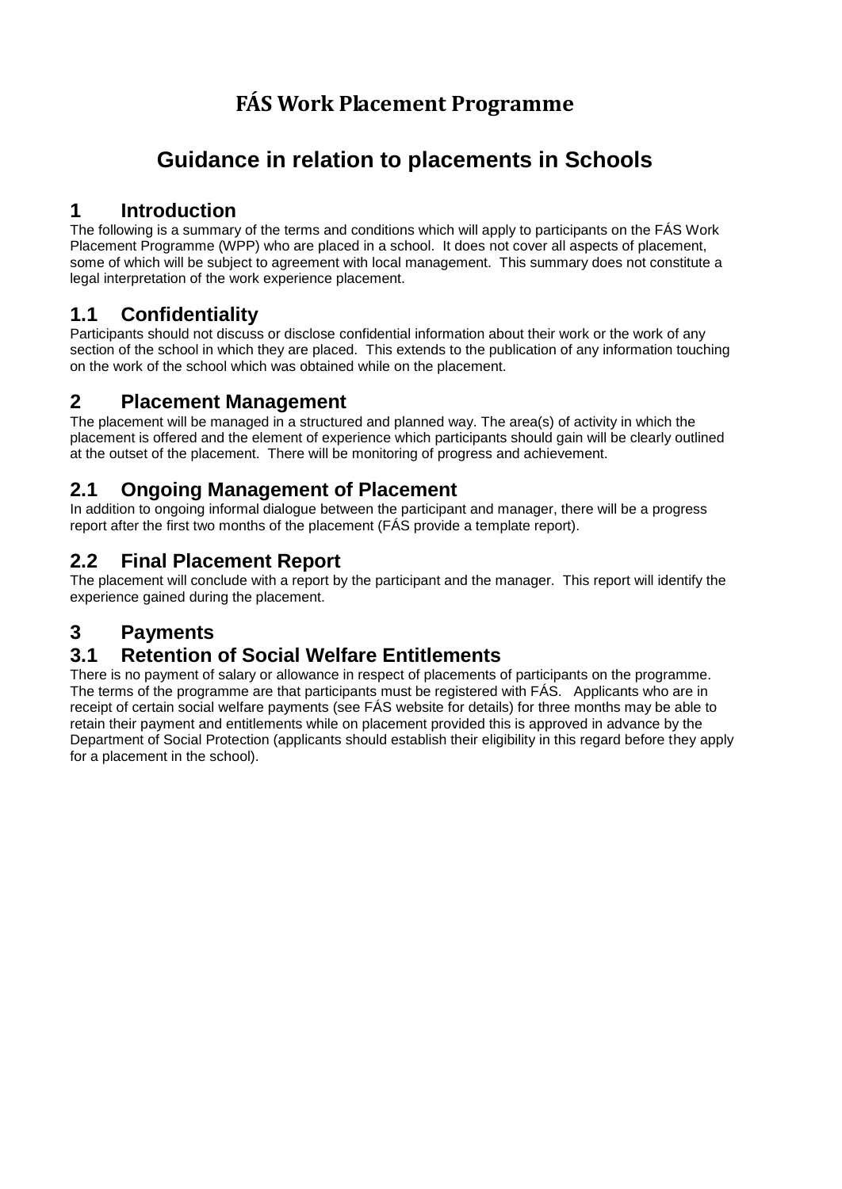# FÁS Work Placement Programme

# Guidance in relation to placements in Schools

## 1 Introduction

The following is a summary of the terms and conditions which will apply to participants on the FÁS Work Placement Programme (WPP) who are placed in a school. It does not cover all aspects of placement, some of which will be subject to agreement with local management. This summary does not constitute a legal interpretation of the work experience placement.

## 1.1 Confidentiality

Participants should not discuss or disclose confidential information about their work or the work of any section of the school in which they are placed. This extends to the publication of any information touching on the work of the school which was obtained while on the placement.

## 2 Placement Management

The placement will be managed in a structured and planned way. The area(s) of activity in which the placement is offered and the element of experience which participants should gain will be clearly outlined at the outset of the placement. There will be monitoring of progress and achievement.

## 2.1 Ongoing Management of Placement

In addition to ongoing informal dialogue between the participant and manager, there will be a progress report after the first two months of the placement (FÁS provide a template report).

## 2.2 Final Placement Report

The placement will conclude with a report by the participant and the manager. This report will identify the experience gained during the placement.

## 3 Payments

## 3.1 Retention of Social Welfare Entitlements

There is no payment of salary or allowance in respect of placements of participants on the programme. The terms of the programme are that participants must be registered with FÁS. Applicants who are in receipt of certain social welfare payments (see FÁS website for details) for three months may be able to retain their payment and entitlements while on placement provided this is approved in advance by the Department of Social Protection (applicants should establish their eligibility in this regard before they apply for a placement in the school).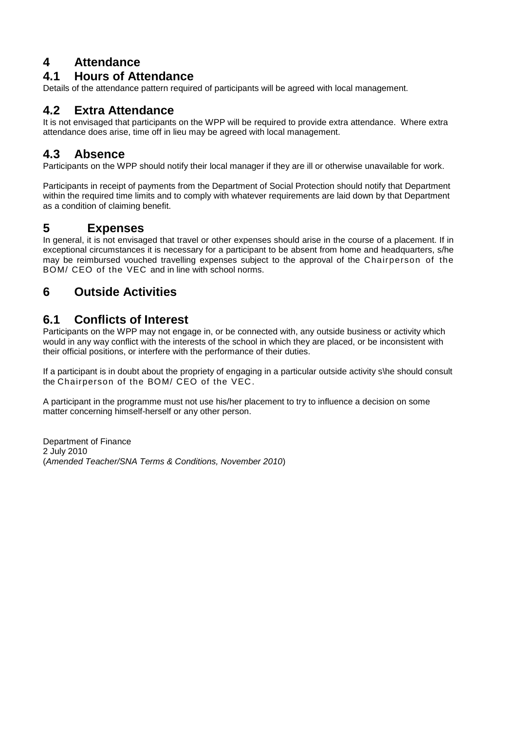# 4 Attendance

## 4.1 Hours of Attendance

Details of the attendance pattern required of participants will be agreed with local management.

## 4.2 Extra Attendance

It is not envisaged that participants on the WPP will be required to provide extra attendance. Where extra attendance does arise, time off in lieu may be agreed with local management.

## 4.3 Absence

Participants on the WPP should notify their local manager if they are ill or otherwise unavailable for work.

Participants in receipt of payments from the Department of Social Protection should notify that Department within the required time limits and to comply with whatever requirements are laid down by that Department as a condition of claiming benefit.

# 5 Expenses

In general, it is not envisaged that travel or other expenses should arise in the course of a placement. If in exceptional circumstances it is necessary for a participant to be absent from home and headquarters, s/he may be reimbursed vouched travelling expenses subject to the approval of the Chairperson of the BOM/ CEO of the VEC and in line with school norms.

# 6 Outside Activities

## 6.1 Conflicts of Interest

Participants on the WPP may not engage in, or be connected with, any outside business or activity which would in any way conflict with the interests of the school in which they are placed, or be inconsistent with their official positions, or interfere with the performance of their duties.

If a participant is in doubt about the propriety of engaging in a particular outside activity s\he should consult the Chairperson of the BOM/ CEO of the VEC.

A participant in the programme must not use his/her placement to try to influence a decision on some matter concerning himself-herself or any other person.

Department of Finance
2 July 2010
(*Amended Teacher/SNA Terms & Conditions, November 2010*)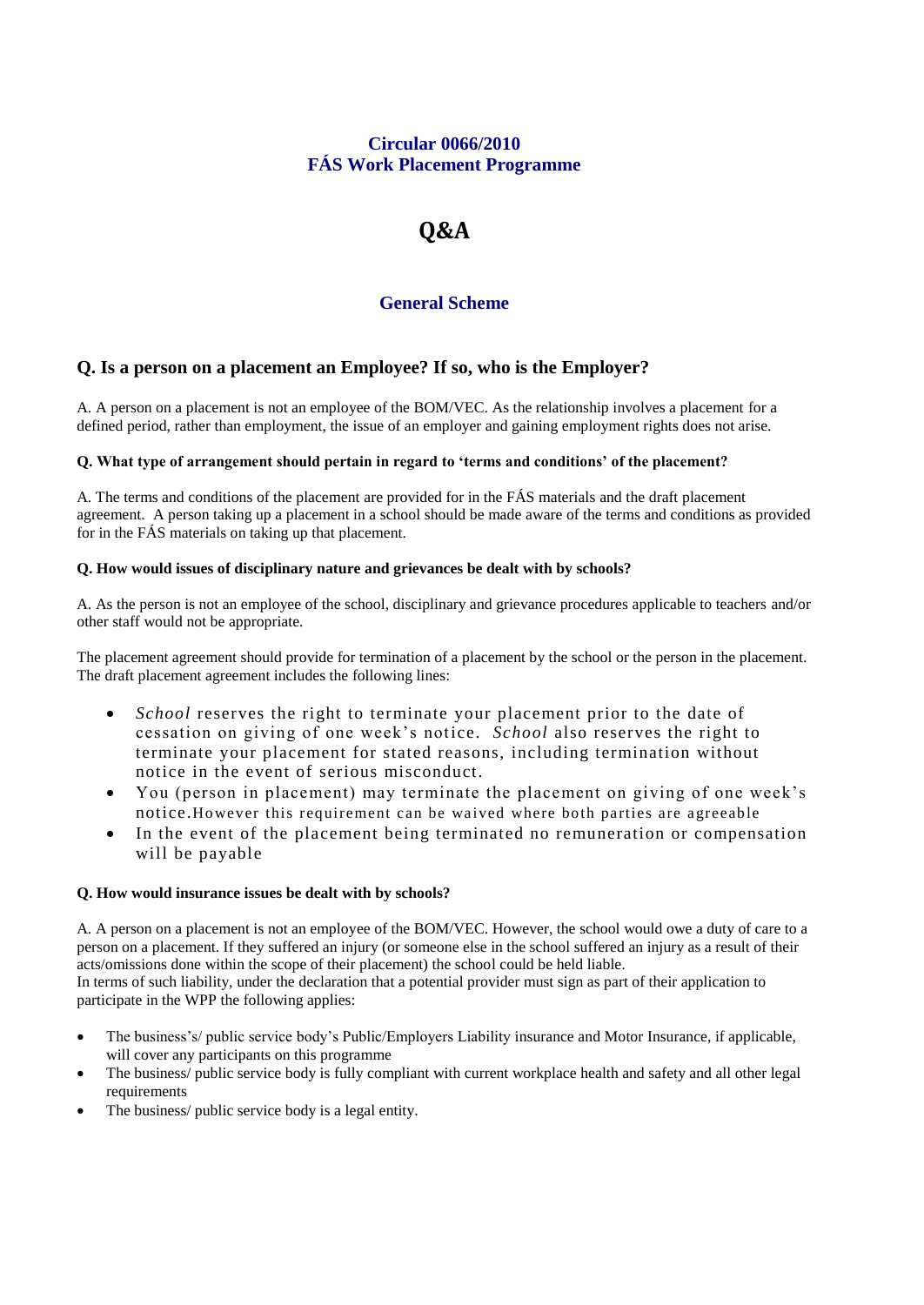## Circular 0066/2010
## FÁS Work Placement Programme

# Q&A

### General Scheme

## Q. Is a person on a placement an Employee? If so, who is the Employer?

A. A person on a placement is not an employee of the BOM/VEC. As the relationship involves a placement for a defined period, rather than employment, the issue of an employer and gaining employment rights does not arise.

**Q. What type of arrangement should pertain in regard to 'terms and conditions' of the placement?**

A. The terms and conditions of the placement are provided for in the FÁS materials and the draft placement agreement. A person taking up a placement in a school should be made aware of the terms and conditions as provided for in the FÁS materials on taking up that placement.

**Q. How would issues of disciplinary nature and grievances be dealt with by schools?**

A. As the person is not an employee of the school, disciplinary and grievance procedures applicable to teachers and/or other staff would not be appropriate.

The placement agreement should provide for termination of a placement by the school or the person in the placement. The draft placement agreement includes the following lines:

- *School* reserves the right to terminate your placement prior to the date of cessation on giving of one week's notice. *School* also reserves the right to terminate your placement for stated reasons, including termination without notice in the event of serious misconduct.
- You (person in placement) may terminate the placement on giving of one week's notice.However this requirement can be waived where both parties are agreeable
- In the event of the placement being terminated no remuneration or compensation will be payable

**Q. How would insurance issues be dealt with by schools?**

A. A person on a placement is not an employee of the BOM/VEC. However, the school would owe a duty of care to a person on a placement. If they suffered an injury (or someone else in the school suffered an injury as a result of their acts/omissions done within the scope of their placement) the school could be held liable.
In terms of such liability, under the declaration that a potential provider must sign as part of their application to participate in the WPP the following applies:

- The business's/ public service body's Public/Employers Liability insurance and Motor Insurance, if applicable, will cover any participants on this programme
- The business/ public service body is fully compliant with current workplace health and safety and all other legal requirements
- The business/ public service body is a legal entity.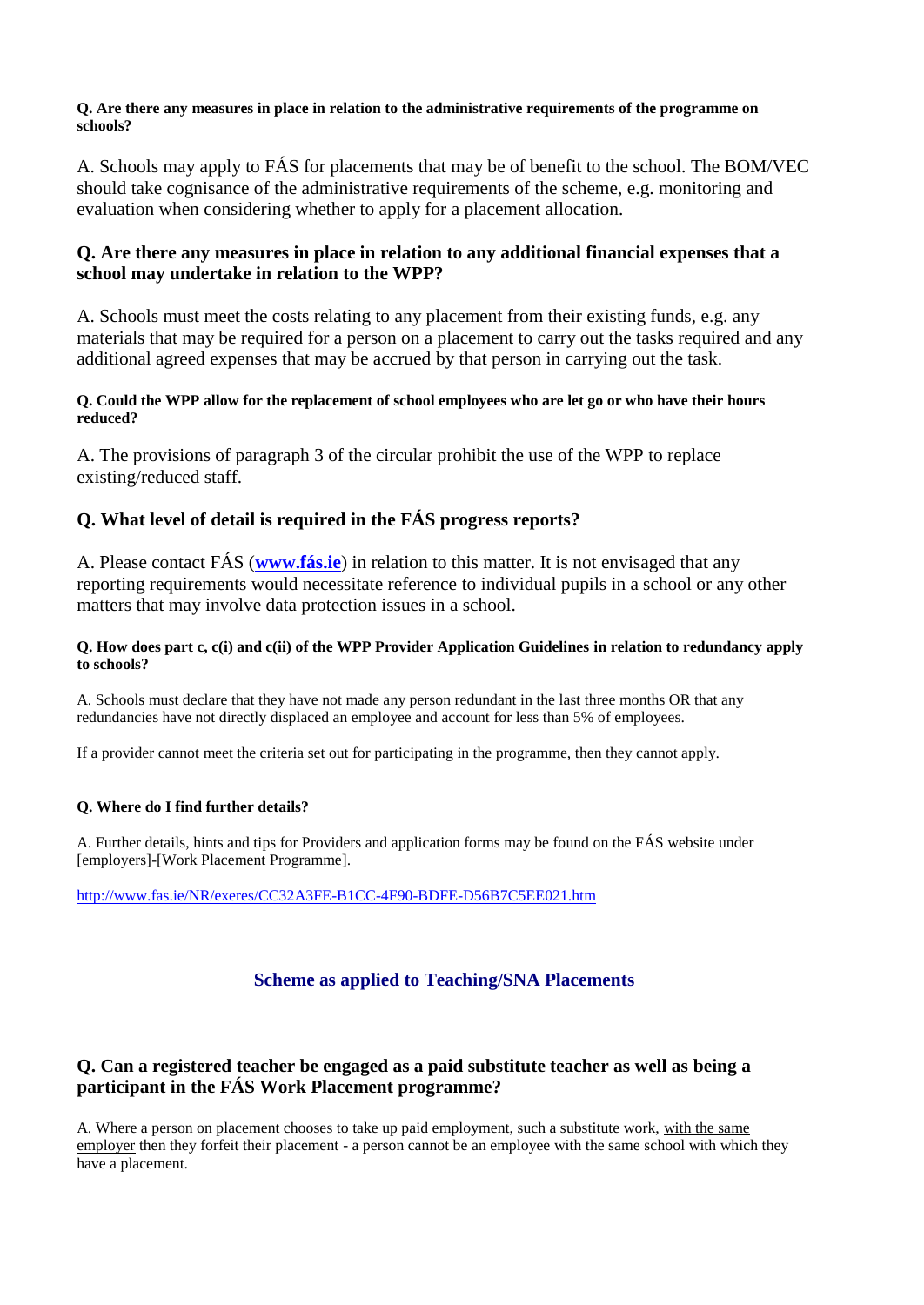**Q. Are there any measures in place in relation to the administrative requirements of the programme on schools?**

A. Schools may apply to FÁS for placements that may be of benefit to the school. The BOM/VEC should take cognisance of the administrative requirements of the scheme, e.g. monitoring and evaluation when considering whether to apply for a placement allocation.

### Q. Are there any measures in place in relation to any additional financial expenses that a school may undertake in relation to the WPP?

A. Schools must meet the costs relating to any placement from their existing funds, e.g. any materials that may be required for a person on a placement to carry out the tasks required and any additional agreed expenses that may be accrued by that person in carrying out the task.

**Q. Could the WPP allow for the replacement of school employees who are let go or who have their hours reduced?**

A. The provisions of paragraph 3 of the circular prohibit the use of the WPP to replace existing/reduced staff.

### Q. What level of detail is required in the FÁS progress reports?

A. Please contact FÁS (**www.fás.ie**) in relation to this matter. It is not envisaged that any reporting requirements would necessitate reference to individual pupils in a school or any other matters that may involve data protection issues in a school.

**Q. How does part c, c(i) and c(ii) of the WPP Provider Application Guidelines in relation to redundancy apply to schools?**

A. Schools must declare that they have not made any person redundant in the last three months OR that any redundancies have not directly displaced an employee and account for less than 5% of employees.

If a provider cannot meet the criteria set out for participating in the programme, then they cannot apply.

**Q. Where do I find further details?**

A. Further details, hints and tips for Providers and application forms may be found on the FÁS website under [employers]-[Work Placement Programme].

http://www.fas.ie/NR/exeres/CC32A3FE-B1CC-4F90-BDFE-D56B7C5EE021.htm

## Scheme as applied to Teaching/SNA Placements

### Q. Can a registered teacher be engaged as a paid substitute teacher as well as being a participant in the FÁS Work Placement programme?

A. Where a person on placement chooses to take up paid employment, such a substitute work, with the same employer then they forfeit their placement - a person cannot be an employee with the same school with which they have a placement.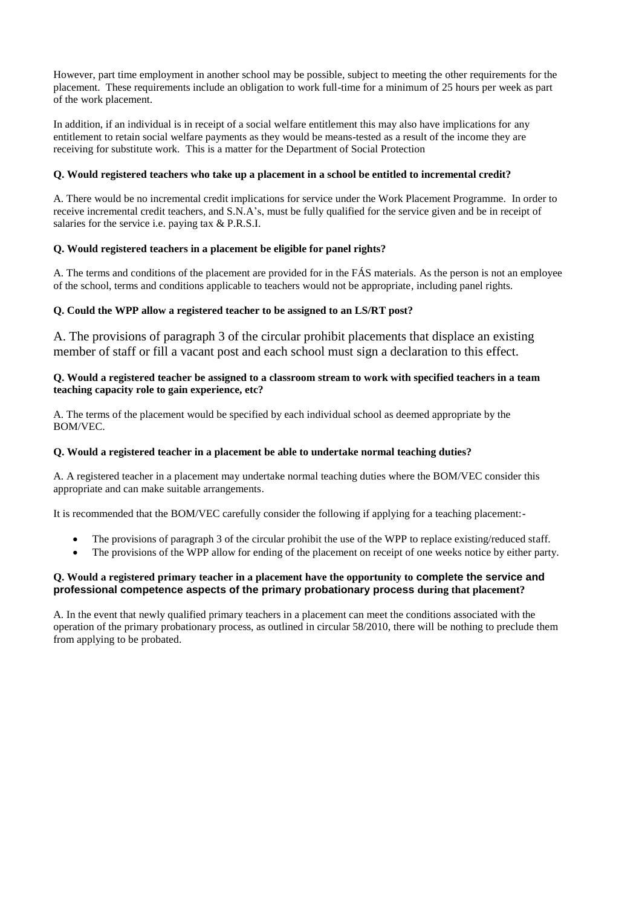However, part time employment in another school may be possible, subject to meeting the other requirements for the placement. These requirements include an obligation to work full-time for a minimum of 25 hours per week as part of the work placement.

In addition, if an individual is in receipt of a social welfare entitlement this may also have implications for any entitlement to retain social welfare payments as they would be means-tested as a result of the income they are receiving for substitute work. This is a matter for the Department of Social Protection

**Q. Would registered teachers who take up a placement in a school be entitled to incremental credit?**

A. There would be no incremental credit implications for service under the Work Placement Programme. In order to receive incremental credit teachers, and S.N.A's, must be fully qualified for the service given and be in receipt of salaries for the service i.e. paying tax & P.R.S.I.

**Q. Would registered teachers in a placement be eligible for panel rights?**

A. The terms and conditions of the placement are provided for in the FÁS materials. As the person is not an employee of the school, terms and conditions applicable to teachers would not be appropriate, including panel rights.

**Q. Could the WPP allow a registered teacher to be assigned to an LS/RT post?**

A. The provisions of paragraph 3 of the circular prohibit placements that displace an existing member of staff or fill a vacant post and each school must sign a declaration to this effect.

**Q. Would a registered teacher be assigned to a classroom stream to work with specified teachers in a team teaching capacity role to gain experience, etc?**

A. The terms of the placement would be specified by each individual school as deemed appropriate by the BOM/VEC.

**Q. Would a registered teacher in a placement be able to undertake normal teaching duties?**

A. A registered teacher in a placement may undertake normal teaching duties where the BOM/VEC consider this appropriate and can make suitable arrangements.

It is recommended that the BOM/VEC carefully consider the following if applying for a teaching placement:-

- The provisions of paragraph 3 of the circular prohibit the use of the WPP to replace existing/reduced staff.
- The provisions of the WPP allow for ending of the placement on receipt of one weeks notice by either party.

**Q. Would a registered primary teacher in a placement have the opportunity to complete the service and professional competence aspects of the primary probationary process during that placement?**

A. In the event that newly qualified primary teachers in a placement can meet the conditions associated with the operation of the primary probationary process, as outlined in circular 58/2010, there will be nothing to preclude them from applying to be probated.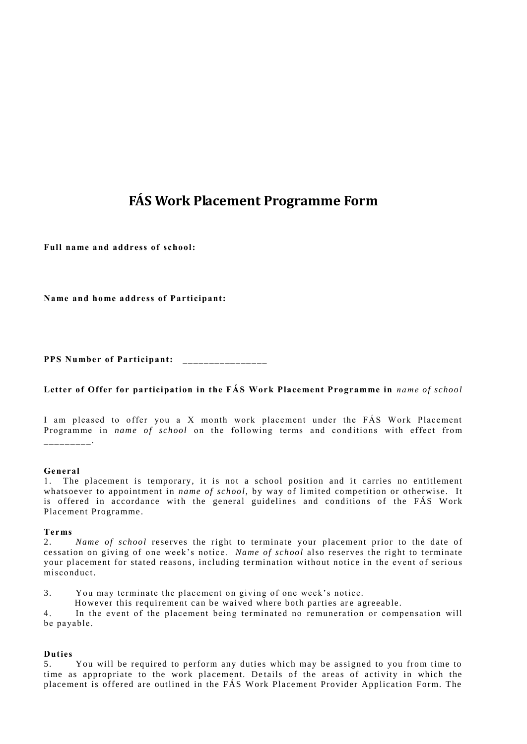# FÁS Work Placement Programme Form

**Full name and address of school:**

**Name and home address of Participant:**

**PPS Number of Participant:** ________________

**Letter of Offer for participation in the FÁS Work Placement Programme in** *name of school*

I am pleased to offer you a X month work placement under the FÁS Work Placement Programme in *name of school* on the following terms and conditions with effect from _________.

**General**

1. The placement is temporary, it is not a school position and it carries no entitlement whatsoever to appointment in *name of school*, by way of limited competition or otherwise. It is offered in accordance with the general guidelines and conditions of the FÁS Work Placement Programme.

**Terms**

2. *Name of school* reserves the right to terminate your placement prior to the date of cessation on giving of one week's notice. *Name of school* also reserves the right to terminate your placement for stated reasons, including termination without notice in the event of serious misconduct.

3. You may terminate the placement on giving of one week's notice.
   However this requirement can be waived where both parties are agreeable.

4. In the event of the placement being terminated no remuneration or compensation will be payable.

**Duties**

5. You will be required to perform any duties which may be assigned to you from time to time as appropriate to the work placement. Details of the areas of activity in which the placement is offered are outlined in the FÁS Work Placement Provider Application Form. The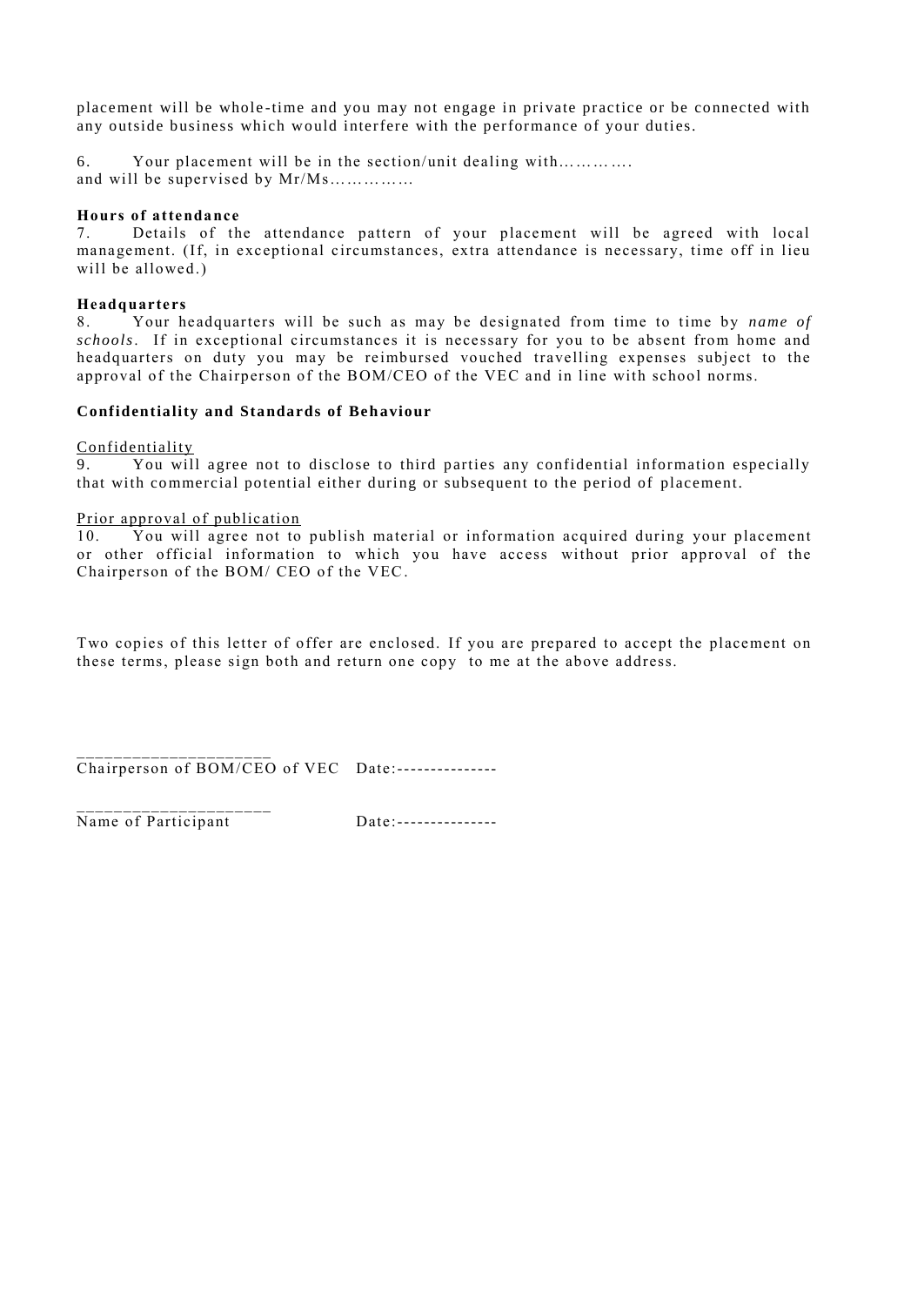placement will be whole-time and you may not engage in private practice or be connected with any outside business which would interfere with the performance of your duties.

6. Your placement will be in the section/unit dealing with………….
and will be supervised by Mr/Ms……………

**Hours of attendance**

7. Details of the attendance pattern of your placement will be agreed with local management. (If, in exceptional circumstances, extra attendance is necessary, time off in lieu will be allowed.)

**Headquarters**

8. Your headquarters will be such as may be designated from time to time by *name of schools*. If in exceptional circumstances it is necessary for you to be absent from home and headquarters on duty you may be reimbursed vouched travelling expenses subject to the approval of the Chairperson of the BOM/CEO of the VEC and in line with school norms.

**Confidentiality and Standards of Behaviour**

<u>Confidentiality</u>

9. You will agree not to disclose to third parties any confidential information especially that with commercial potential either during or subsequent to the period of placement.

<u>Prior approval of publication</u>

10. You will agree not to publish material or information acquired during your placement or other official information to which you have access without prior approval of the Chairperson of the BOM/ CEO of the VEC.

Two copies of this letter of offer are enclosed. If you are prepared to accept the placement on these terms, please sign both and return one copy to me at the above address.

____________________
Chairperson of BOM/CEO of VEC Date:---------------

____________________
Name of Participant Date:---------------